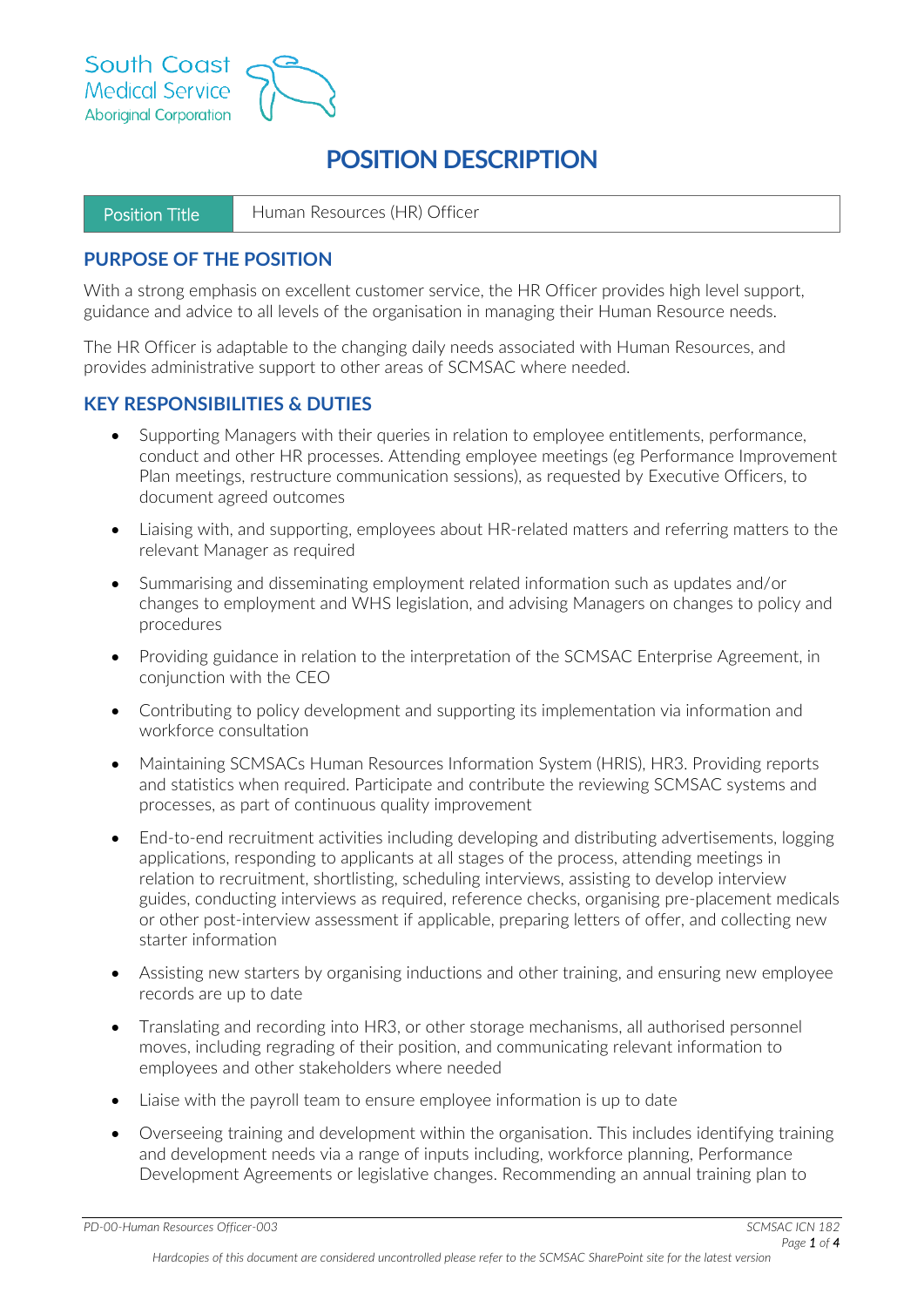South Coast Medical Service Aboriginal Corporation

# POSITION DESCRIPTION

| Position Title | Human Resources (HR) Officer |
|---|---|

## PURPOSE OF THE POSITION

With a strong emphasis on excellent customer service, the HR Officer provides high level support, guidance and advice to all levels of the organisation in managing their Human Resource needs.

The HR Officer is adaptable to the changing daily needs associated with Human Resources, and provides administrative support to other areas of SCMSAC where needed.

## KEY RESPONSIBILITIES & DUTIES

- Supporting Managers with their queries in relation to employee entitlements, performance, conduct and other HR processes. Attending employee meetings (eg Performance Improvement Plan meetings, restructure communication sessions), as requested by Executive Officers, to document agreed outcomes
- Liaising with, and supporting, employees about HR-related matters and referring matters to the relevant Manager as required
- Summarising and disseminating employment related information such as updates and/or changes to employment and WHS legislation, and advising Managers on changes to policy and procedures
- Providing guidance in relation to the interpretation of the SCMSAC Enterprise Agreement, in conjunction with the CEO
- Contributing to policy development and supporting its implementation via information and workforce consultation
- Maintaining SCMSACs Human Resources Information System (HRIS), HR3. Providing reports and statistics when required. Participate and contribute the reviewing SCMSAC systems and processes, as part of continuous quality improvement
- End-to-end recruitment activities including developing and distributing advertisements, logging applications, responding to applicants at all stages of the process, attending meetings in relation to recruitment, shortlisting, scheduling interviews, assisting to develop interview guides, conducting interviews as required, reference checks, organising pre-placement medicals or other post-interview assessment if applicable, preparing letters of offer, and collecting new starter information
- Assisting new starters by organising inductions and other training, and ensuring new employee records are up to date
- Translating and recording into HR3, or other storage mechanisms, all authorised personnel moves, including regrading of their position, and communicating relevant information to employees and other stakeholders where needed
- Liaise with the payroll team to ensure employee information is up to date
- Overseeing training and development within the organisation. This includes identifying training and development needs via a range of inputs including, workforce planning, Performance Development Agreements or legislative changes. Recommending an annual training plan to

PD-00-Human Resources Officer-003 SCMSAC ICN 182

Hardcopies of this document are considered uncontrolled please refer to the SCMSAC SharePoint site for the latest version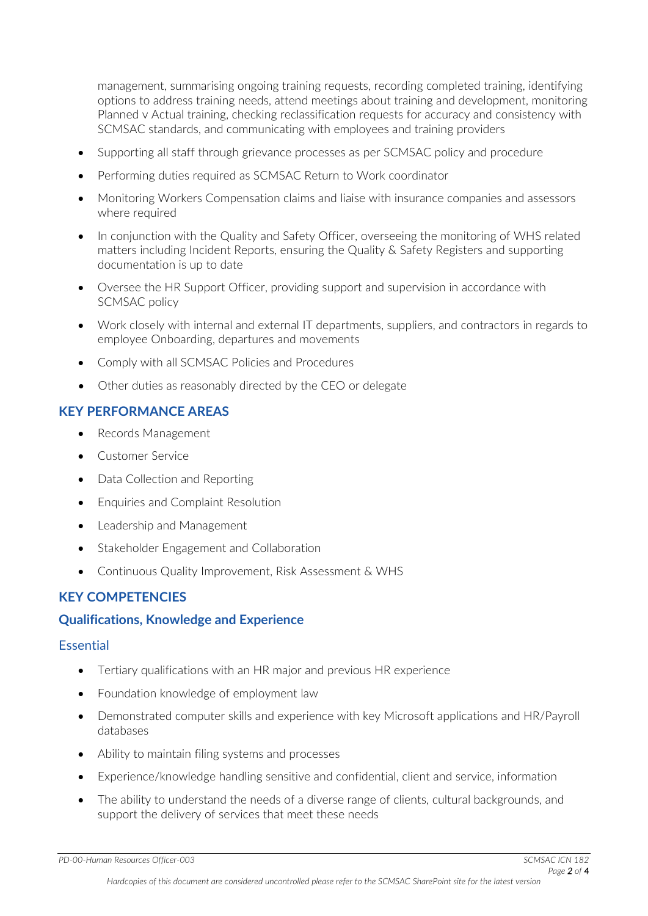management, summarising ongoing training requests, recording completed training, identifying options to address training needs, attend meetings about training and development, monitoring Planned v Actual training, checking reclassification requests for accuracy and consistency with SCMSAC standards, and communicating with employees and training providers

- Supporting all staff through grievance processes as per SCMSAC policy and procedure
- Performing duties required as SCMSAC Return to Work coordinator
- Monitoring Workers Compensation claims and liaise with insurance companies and assessors where required
- In conjunction with the Quality and Safety Officer, overseeing the monitoring of WHS related matters including Incident Reports, ensuring the Quality & Safety Registers and supporting documentation is up to date
- Oversee the HR Support Officer, providing support and supervision in accordance with SCMSAC policy
- Work closely with internal and external IT departments, suppliers, and contractors in regards to employee Onboarding, departures and movements
- Comply with all SCMSAC Policies and Procedures
- Other duties as reasonably directed by the CEO or delegate

## KEY PERFORMANCE AREAS

- Records Management
- Customer Service
- Data Collection and Reporting
- Enquiries and Complaint Resolution
- Leadership and Management
- Stakeholder Engagement and Collaboration
- Continuous Quality Improvement, Risk Assessment & WHS

## KEY COMPETENCIES

### Qualifications, Knowledge and Experience

#### Essential

- Tertiary qualifications with an HR major and previous HR experience
- Foundation knowledge of employment law
- Demonstrated computer skills and experience with key Microsoft applications and HR/Payroll databases
- Ability to maintain filing systems and processes
- Experience/knowledge handling sensitive and confidential, client and service, information
- The ability to understand the needs of a diverse range of clients, cultural backgrounds, and support the delivery of services that meet these needs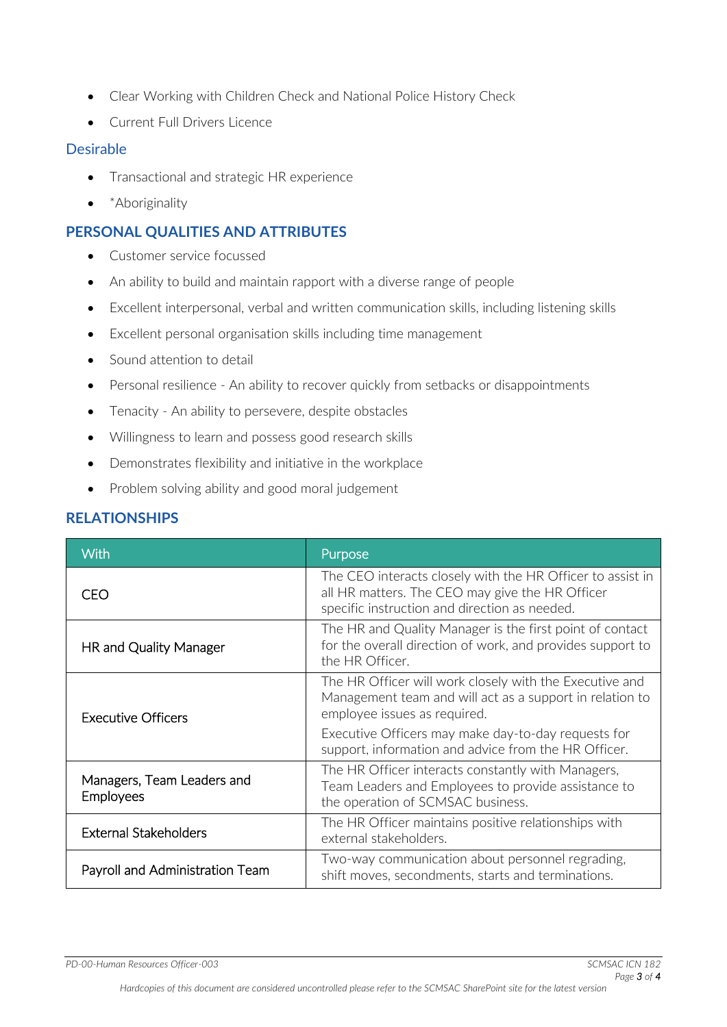- Clear Working with Children Check and National Police History Check
- Current Full Drivers Licence

### Desirable

- Transactional and strategic HR experience
- *Aboriginality

## PERSONAL QUALITIES AND ATTRIBUTES

- Customer service focussed
- An ability to build and maintain rapport with a diverse range of people
- Excellent interpersonal, verbal and written communication skills, including listening skills
- Excellent personal organisation skills including time management
- Sound attention to detail
- Personal resilience - An ability to recover quickly from setbacks or disappointments
- Tenacity - An ability to persevere, despite obstacles
- Willingness to learn and possess good research skills
- Demonstrates flexibility and initiative in the workplace
- Problem solving ability and good moral judgement

## RELATIONSHIPS

| With | Purpose |
|---|---|
| CEO | The CEO interacts closely with the HR Officer to assist in all HR matters. The CEO may give the HR Officer specific instruction and direction as needed. |
| HR and Quality Manager | The HR and Quality Manager is the first point of contact for the overall direction of work, and provides support to the HR Officer. |
| Executive Officers | The HR Officer will work closely with the Executive and Management team and will act as a support in relation to employee issues as required.<br>Executive Officers may make day-to-day requests for support, information and advice from the HR Officer. |
| Managers, Team Leaders and Employees | The HR Officer interacts constantly with Managers, Team Leaders and Employees to provide assistance to the operation of SCMSAC business. |
| External Stakeholders | The HR Officer maintains positive relationships with external stakeholders. |
| Payroll and Administration Team | Two-way communication about personnel regrading, shift moves, secondments, starts and terminations. |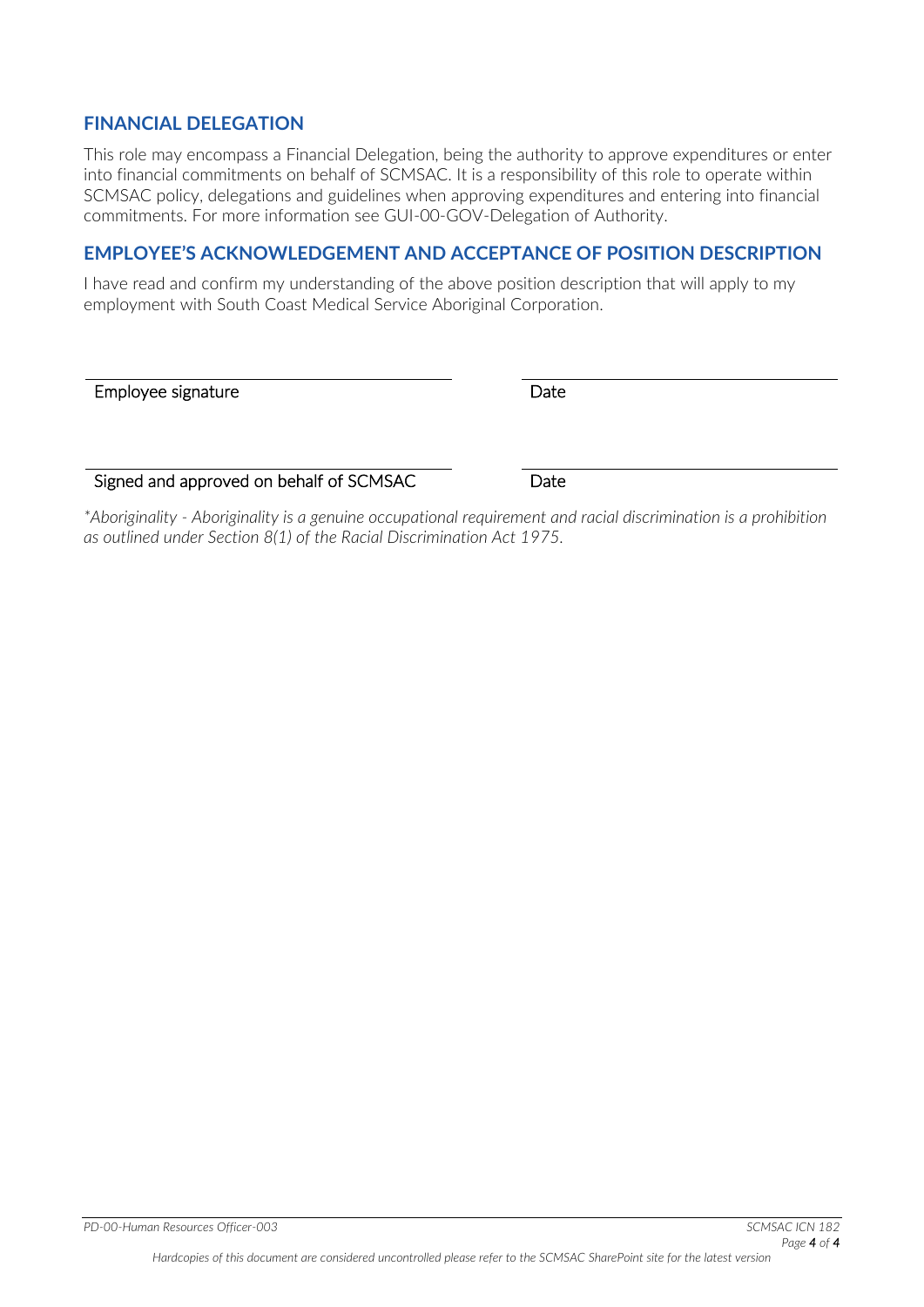## FINANCIAL DELEGATION

This role may encompass a Financial Delegation, being the authority to approve expenditures or enter into financial commitments on behalf of SCMSAC. It is a responsibility of this role to operate within SCMSAC policy, delegations and guidelines when approving expenditures and entering into financial commitments. For more information see GUI-00-GOV-Delegation of Authority.

## EMPLOYEE'S ACKNOWLEDGEMENT AND ACCEPTANCE OF POSITION DESCRIPTION

I have read and confirm my understanding of the above position description that will apply to my employment with South Coast Medical Service Aboriginal Corporation.

| | |
|---|---|
| Employee signature | Date |
| Signed and approved on behalf of SCMSAC | Date |

*\*Aboriginality - Aboriginality is a genuine occupational requirement and racial discrimination is a prohibition as outlined under Section 8(1) of the Racial Discrimination Act 1975.*